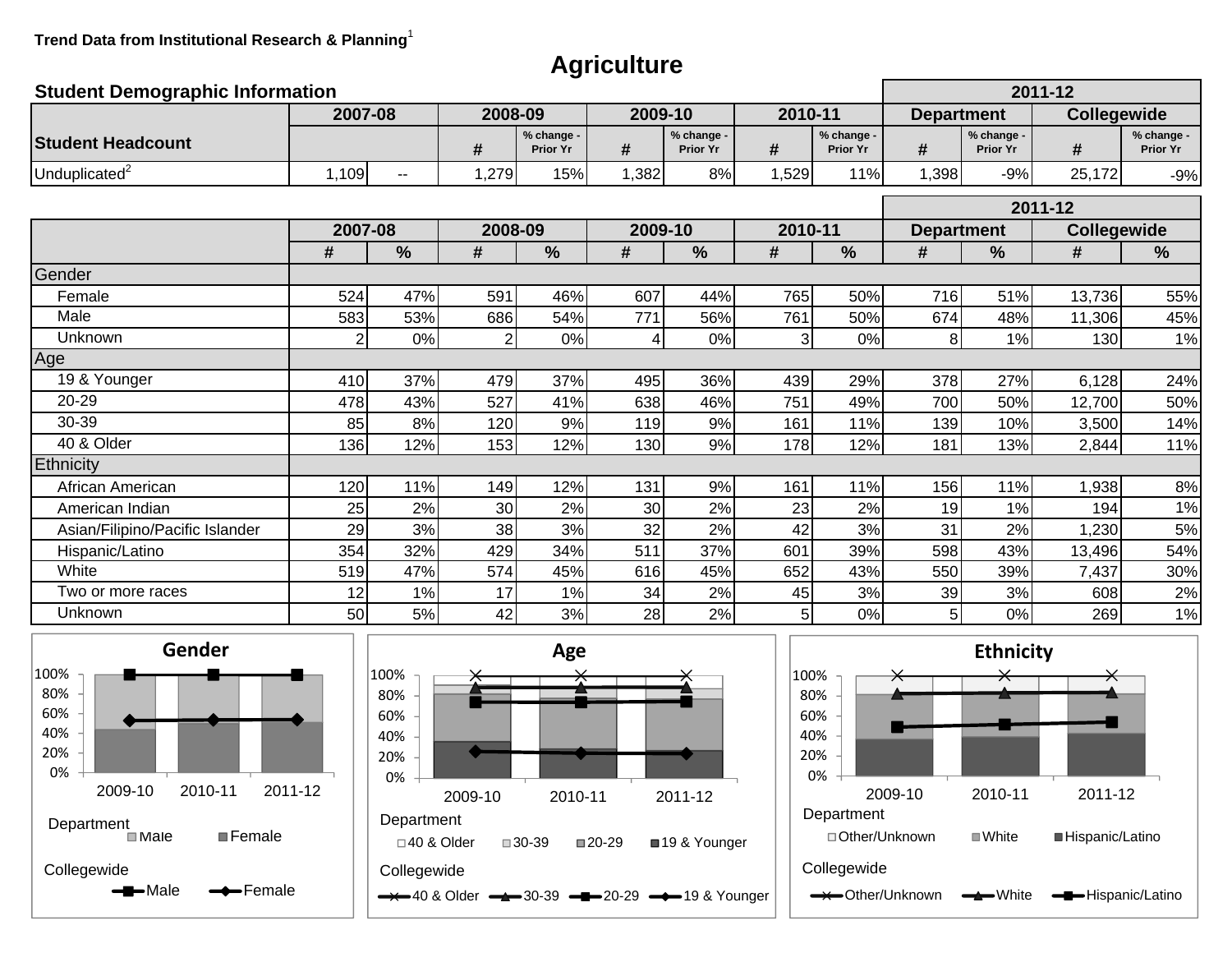Trend Data from Institutional Research & Planning[1]

# Agriculture

## Student Demographic Information

| Student Headcount | 2007-08 | | 2008-09 | | 2009-10 | | 2010-11 | | 2011-12 Department | | 2011-12 Collegewide | |
|---|---|---|---|---|---|---|---|---|---|---|---|---|
| | | | # | % change - Prior Yr | # | % change - Prior Yr | # | % change - Prior Yr | # | % change - Prior Yr | # | % change - Prior Yr |
| Unduplicated[2] | 1,109 | -- | 1,279 | 15% | 1,382 | 8% | 1,529 | 11% | 1,398 | -9% | 25,172 | -9% |

| | 2007-08 | | 2008-09 | | 2009-10 | | 2010-11 | | 2011-12 Department | | 2011-12 Collegewide | |
|---|---|---|---|---|---|---|---|---|---|---|---|---|
| | # | % | # | % | # | % | # | % | # | % | # | % |
| **Gender** | | | | | | | | | | | | |
| Female | 524 | 47% | 591 | 46% | 607 | 44% | 765 | 50% | 716 | 51% | 13,736 | 55% |
| Male | 583 | 53% | 686 | 54% | 771 | 56% | 761 | 50% | 674 | 48% | 11,306 | 45% |
| Unknown | 2 | 0% | 2 | 0% | 4 | 0% | 3 | 0% | 8 | 1% | 130 | 1% |
| **Age** | | | | | | | | | | | | |
| 19 & Younger | 410 | 37% | 479 | 37% | 495 | 36% | 439 | 29% | 378 | 27% | 6,128 | 24% |
| 20-29 | 478 | 43% | 527 | 41% | 638 | 46% | 751 | 49% | 700 | 50% | 12,700 | 50% |
| 30-39 | 85 | 8% | 120 | 9% | 119 | 9% | 161 | 11% | 139 | 10% | 3,500 | 14% |
| 40 & Older | 136 | 12% | 153 | 12% | 130 | 9% | 178 | 12% | 181 | 13% | 2,844 | 11% |
| **Ethnicity** | | | | | | | | | | | | |
| African American | 120 | 11% | 149 | 12% | 131 | 9% | 161 | 11% | 156 | 11% | 1,938 | 8% |
| American Indian | 25 | 2% | 30 | 2% | 30 | 2% | 23 | 2% | 19 | 1% | 194 | 1% |
| Asian/Filipino/Pacific Islander | 29 | 3% | 38 | 3% | 32 | 2% | 42 | 3% | 31 | 2% | 1,230 | 5% |
| Hispanic/Latino | 354 | 32% | 429 | 34% | 511 | 37% | 601 | 39% | 598 | 43% | 13,496 | 54% |
| White | 519 | 47% | 574 | 45% | 616 | 45% | 652 | 43% | 550 | 39% | 7,437 | 30% |
| Two or more races | 12 | 1% | 17 | 1% | 34 | 2% | 45 | 3% | 39 | 3% | 608 | 2% |
| Unknown | 50 | 5% | 42 | 3% | 28 | 2% | 5 | 0% | 5 | 0% | 269 | 1% |

Gender
100%
80%
60%
40%
20%
0%
2009-10
2010-11
2011-12
Department
Male
Female
Collegewide
Male
Female

Age
100%
80%
60%
40%
20%
0%
2009-10
2010-11
2011-12
Department
40 & Older
30-39
20-29
19 & Younger
Collegewide
40 & Older
30-39
20-29
19 & Younger

Ethnicity
100%
80%
60%
40%
20%
0%
2009-10
2010-11
2011-12
Department
Other/Unknown
White
Hispanic/Latino
Collegewide
Other/Unknown
White
Hispanic/Latino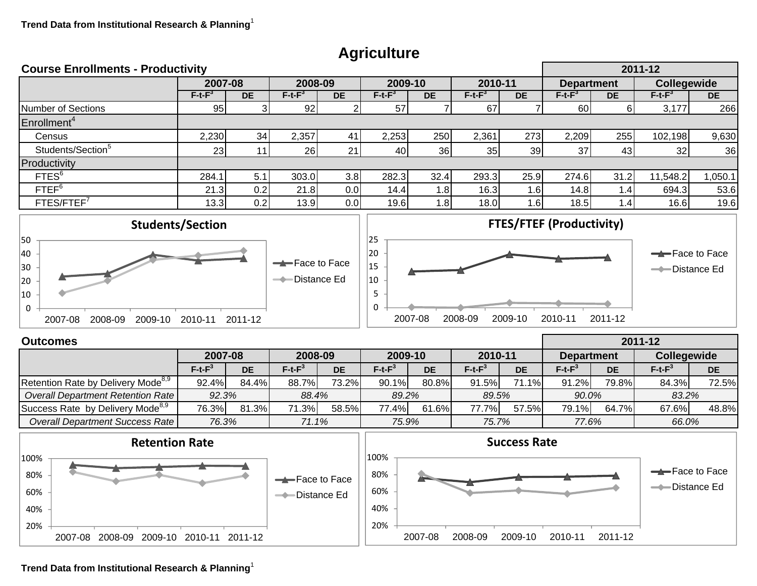# Agriculture

## Course Enrollments - Productivity

| | 2007-08 | | 2008-09 | | 2009-10 | | 2010-11 | | 2011-12 Department | | 2011-12 Collegewide | |
|---|---|---|---|---|---|---|---|---|---|---|---|---|
| | F-t-F[3] | DE | F-t-F[3] | DE | F-t-F[3] | DE | F-t-F[3] | DE | F-t-F[3] | DE | F-t-F[3] | DE |
| Number of Sections | 95 | 3 | 92 | 2 | 57 | 7 | 67 | 7 | 60 | 6 | 3,177 | 266 |
| Enrollment[4] | | | | | | | | | | | | |
| Census | 2,230 | 34 | 2,357 | 41 | 2,253 | 250 | 2,361 | 273 | 2,209 | 255 | 102,198 | 9,630 |
| Students/Section[5] | 23 | 11 | 26 | 21 | 40 | 36 | 35 | 39 | 37 | 43 | 32 | 36 |
| Productivity | | | | | | | | | | | | |
| FTES[6] | 284.1 | 5.1 | 303.0 | 3.8 | 282.3 | 32.4 | 293.3 | 25.9 | 274.6 | 31.2 | 11,548.2 | 1,050.1 |
| FTEF[6] | 21.3 | 0.2 | 21.8 | 0.0 | 14.4 | 1.8 | 16.3 | 1.6 | 14.8 | 1.4 | 694.3 | 53.6 |
| FTES/FTEF[7] | 13.3 | 0.2 | 13.9 | 0.0 | 19.6 | 1.8 | 18.0 | 1.6 | 18.5 | 1.4 | 16.6 | 19.6 |

**Students/Section**

50
40
30
20
10
0
2007-08 2008-09 2009-10 2010-11 2011-12

Face to Face
Distance Ed

**FTES/FTEF (Productivity)**

25
20
15
10
5
0
2007-08 2008-09 2009-10 2010-11 2011-12

Face to Face
Distance Ed

## Outcomes

| | 2007-08 | | 2008-09 | | 2009-10 | | 2010-11 | | 2011-12 Department | | 2011-12 Collegewide | |
|---|---|---|---|---|---|---|---|---|---|---|---|---|
| | F-t-F[3] | DE | F-t-F[3] | DE | F-t-F[3] | DE | F-t-F[3] | DE | F-t-F[3] | DE | F-t-F[3] | DE |
| Retention Rate by Delivery Mode[8,9] | 92.4% | 84.4% | 88.7% | 73.2% | 90.1% | 80.8% | 91.5% | 71.1% | 91.2% | 79.8% | 84.3% | 72.5% |
| *Overall Department Retention Rate* | *92.3%* | | *88.4%* | | *89.2%* | | *89.5%* | | *90.0%* | | *83.2%* | |
| Success Rate by Delivery Mode[8,9] | 76.3% | 81.3% | 71.3% | 58.5% | 77.4% | 61.6% | 77.7% | 57.5% | 79.1% | 64.7% | 67.6% | 48.8% |
| *Overall Department Success Rate* | *76.3%* | | *71.1%* | | *75.9%* | | *75.7%* | | *77.6%* | | *66.0%* | |

**Retention Rate**

100%
80%
60%
40%
20%
2007-08 2008-09 2009-10 2010-11 2011-12

Face to Face
Distance Ed

**Success Rate**

100%
80%
60%
40%
20%
2007-08 2008-09 2009-10 2010-11 2011-12

Face to Face
Distance Ed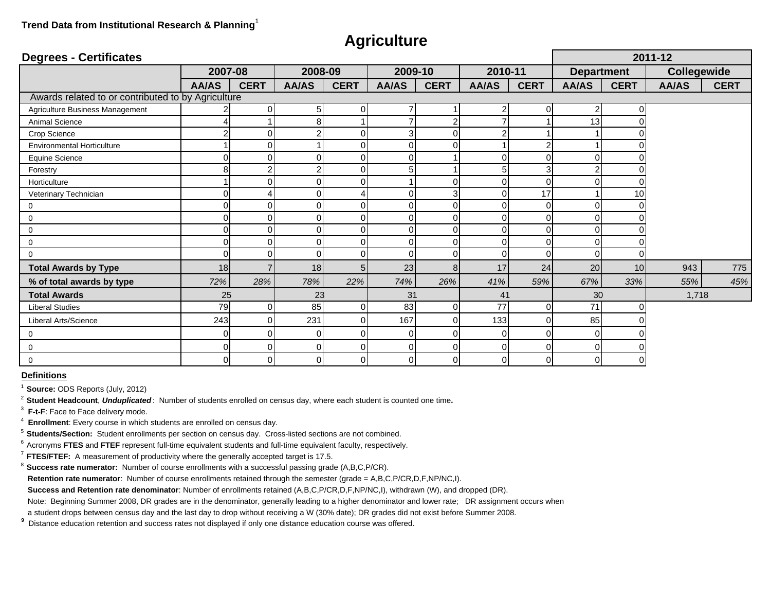**Trend Data from Institutional Research & Planning**[1]

# Agriculture

## Degrees - Certificates

| | 2007-08 | | 2008-09 | | 2009-10 | | 2010-11 | | 2011-12 Department | | 2011-12 Collegewide | |
|---|---|---|---|---|---|---|---|---|---|---|---|---|
| | AA/AS | CERT | AA/AS | CERT | AA/AS | CERT | AA/AS | CERT | AA/AS | CERT | AA/AS | CERT |
| Awards related to or contributed to by Agriculture | | | | | | | | | | | | |
| Agriculture Business Management | 2 | 0 | 5 | 0 | 7 | 1 | 2 | 0 | 2 | 0 | | |
| Animal Science | 4 | 1 | 8 | 1 | 7 | 2 | 7 | 1 | 13 | 0 | | |
| Crop Science | 2 | 0 | 2 | 0 | 3 | 0 | 2 | 1 | 1 | 0 | | |
| Environmental Horticulture | 1 | 0 | 1 | 0 | 0 | 0 | 1 | 2 | 1 | 0 | | |
| Equine Science | 0 | 0 | 0 | 0 | 0 | 1 | 0 | 0 | 0 | 0 | | |
| Forestry | 8 | 2 | 2 | 0 | 5 | 1 | 5 | 3 | 2 | 0 | | |
| Horticulture | 1 | 0 | 0 | 0 | 1 | 0 | 0 | 0 | 0 | 0 | | |
| Veterinary Technician | 0 | 4 | 0 | 4 | 0 | 3 | 0 | 17 | 1 | 10 | | |
| 0 | 0 | 0 | 0 | 0 | 0 | 0 | 0 | 0 | 0 | 0 | | |
| 0 | 0 | 0 | 0 | 0 | 0 | 0 | 0 | 0 | 0 | 0 | | |
| 0 | 0 | 0 | 0 | 0 | 0 | 0 | 0 | 0 | 0 | 0 | | |
| 0 | 0 | 0 | 0 | 0 | 0 | 0 | 0 | 0 | 0 | 0 | | |
| 0 | 0 | 0 | 0 | 0 | 0 | 0 | 0 | 0 | 0 | 0 | | |
| **Total Awards by Type** | 18 | 7 | 18 | 5 | 23 | 8 | 17 | 24 | 20 | 10 | 943 | 775 |
| **% of total awards by type** | *72%* | *28%* | *78%* | *22%* | *74%* | *26%* | *41%* | *59%* | *67%* | *33%* | *55%* | *45%* |
| **Total Awards** | 25 | | 23 | | 31 | | 41 | | 30 | | 1,718 | |
| Liberal Studies | 79 | 0 | 85 | 0 | 83 | 0 | 77 | 0 | 71 | 0 | | |
| Liberal Arts/Science | 243 | 0 | 231 | 0 | 167 | 0 | 133 | 0 | 85 | 0 | | |
| 0 | 0 | 0 | 0 | 0 | 0 | 0 | 0 | 0 | 0 | 0 | | |
| 0 | 0 | 0 | 0 | 0 | 0 | 0 | 0 | 0 | 0 | 0 | | |
| 0 | 0 | 0 | 0 | 0 | 0 | 0 | 0 | 0 | 0 | 0 | | |

**Definitions**

[1] **Source:** ODS Reports (July, 2012)

[2] **Student Headcount**, ***Unduplicated*** : Number of students enrolled on census day, where each student is counted one time**.**

[3] **F-t-F**: Face to Face delivery mode.

[4] **Enrollment**: Every course in which students are enrolled on census day.

[5] **Students/Section:** Student enrollments per section on census day. Cross-listed sections are not combined.

[6] Acronyms **FTES** and **FTEF** represent full-time equivalent students and full-time equivalent faculty, respectively.

[7] **FTES/FTEF:** A measurement of productivity where the generally accepted target is 17.5.

[8] **Success rate numerator:** Number of course enrollments with a successful passing grade (A,B,C,P/CR).

**Retention rate numerator**: Number of course enrollments retained through the semester (grade = A,B,C,P/CR,D,F,NP/NC,I).

**Success and Retention rate denominator**: Number of enrollments retained (A,B,C,P/CR,D,F,NP/NC,I), withdrawn (W), and dropped (DR).

Note: Beginning Summer 2008, DR grades are in the denominator, generally leading to a higher denominator and lower rate; DR assignment occurs when a student drops between census day and the last day to drop without receiving a W (30% date); DR grades did not exist before Summer 2008.

[9] Distance education retention and success rates not displayed if only one distance education course was offered.